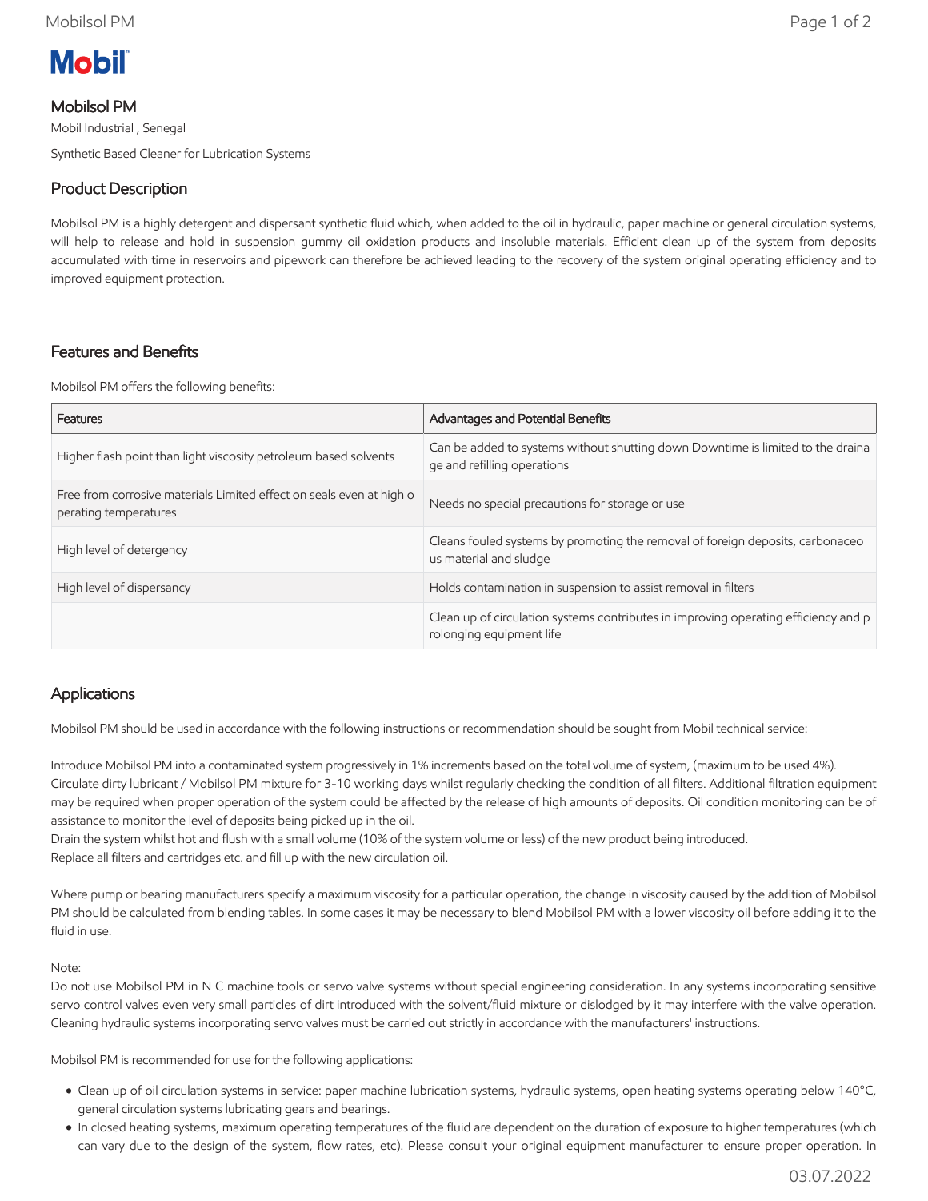# Mobil

## Mobilsol PM

Mobil Industrial , Senegal

Synthetic Based Cleaner for Lubrication Systems

## Product Description

Mobilsol PM is a highly detergent and dispersant synthetic fluid which, when added to the oil in hydraulic, paper machine or general circulation systems, will help to release and hold in suspension gummy oil oxidation products and insoluble materials. Efficient clean up of the system from deposits accumulated with time in reservoirs and pipework can therefore be achieved leading to the recovery of the system original operating efficiency and to improved equipment protection.

## Features and Benefits

Mobilsol PM offers the following benefits:

| Features | Advantages and Potential Benefits |
| --- | --- |
| Higher flash point than light viscosity petroleum based solvents | Can be added to systems without shutting down Downtime is limited to the draina ge and refilling operations |
| Free from corrosive materials Limited effect on seals even at high o perating temperatures | Needs no special precautions for storage or use |
| High level of detergency | Cleans fouled systems by promoting the removal of foreign deposits, carbonaceo us material and sludge |
| High level of dispersancy | Holds contamination in suspension to assist removal in filters |
| | Clean up of circulation systems contributes in improving operating efficiency and p rolonging equipment life |

## Applications

Mobilsol PM should be used in accordance with the following instructions or recommendation should be sought from Mobil technical service:

Introduce Mobilsol PM into a contaminated system progressively in 1% increments based on the total volume of system, (maximum to be used 4%).
Circulate dirty lubricant / Mobilsol PM mixture for 3-10 working days whilst regularly checking the condition of all filters. Additional filtration equipment may be required when proper operation of the system could be affected by the release of high amounts of deposits. Oil condition monitoring can be of assistance to monitor the level of deposits being picked up in the oil.
Drain the system whilst hot and flush with a small volume (10% of the system volume or less) of the new product being introduced.
Replace all filters and cartridges etc. and fill up with the new circulation oil.

Where pump or bearing manufacturers specify a maximum viscosity for a particular operation, the change in viscosity caused by the addition of Mobilsol PM should be calculated from blending tables. In some cases it may be necessary to blend Mobilsol PM with a lower viscosity oil before adding it to the fluid in use.

Note:
Do not use Mobilsol PM in N C machine tools or servo valve systems without special engineering consideration. In any systems incorporating sensitive servo control valves even very small particles of dirt introduced with the solvent/fluid mixture or dislodged by it may interfere with the valve operation. Cleaning hydraulic systems incorporating servo valves must be carried out strictly in accordance with the manufacturers' instructions.

Mobilsol PM is recommended for use for the following applications:

- Clean up of oil circulation systems in service: paper machine lubrication systems, hydraulic systems, open heating systems operating below 140°C, general circulation systems lubricating gears and bearings.
- In closed heating systems, maximum operating temperatures of the fluid are dependent on the duration of exposure to higher temperatures (which can vary due to the design of the system, flow rates, etc). Please consult your original equipment manufacturer to ensure proper operation. In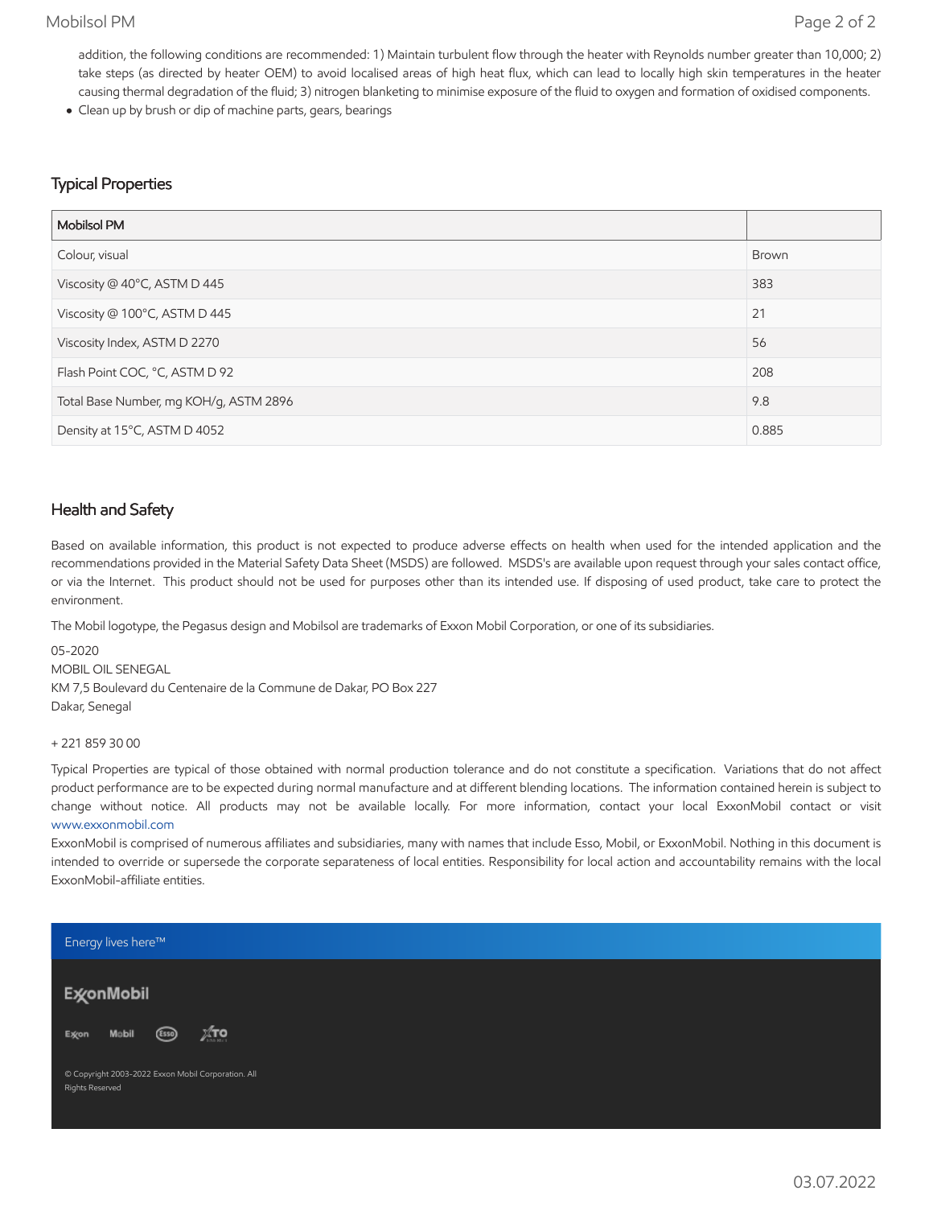addition, the following conditions are recommended: 1) Maintain turbulent flow through the heater with Reynolds number greater than 10,000; 2) take steps (as directed by heater OEM) to avoid localised areas of high heat flux, which can lead to locally high skin temperatures in the heater causing thermal degradation of the fluid; 3) nitrogen blanketing to minimise exposure of the fluid to oxygen and formation of oxidised components.

- Clean up by brush or dip of machine parts, gears, bearings

## Typical Properties

| Mobilsol PM | |
|---|---|
| Colour, visual | Brown |
| Viscosity @ 40°C, ASTM D 445 | 383 |
| Viscosity @ 100°C, ASTM D 445 | 21 |
| Viscosity Index, ASTM D 2270 | 56 |
| Flash Point COC, °C, ASTM D 92 | 208 |
| Total Base Number, mg KOH/g, ASTM 2896 | 9.8 |
| Density at 15°C, ASTM D 4052 | 0.885 |

## Health and Safety

Based on available information, this product is not expected to produce adverse effects on health when used for the intended application and the recommendations provided in the Material Safety Data Sheet (MSDS) are followed. MSDS's are available upon request through your sales contact office, or via the Internet. This product should not be used for purposes other than its intended use. If disposing of used product, take care to protect the environment.

The Mobil logotype, the Pegasus design and Mobilsol are trademarks of Exxon Mobil Corporation, or one of its subsidiaries.

05-2020
MOBIL OIL SENEGAL
KM 7,5 Boulevard du Centenaire de la Commune de Dakar, PO Box 227
Dakar, Senegal

+ 221 859 30 00

Typical Properties are typical of those obtained with normal production tolerance and do not constitute a specification. Variations that do not affect product performance are to be expected during normal manufacture and at different blending locations. The information contained herein is subject to change without notice. All products may not be available locally. For more information, contact your local ExxonMobil contact or visit www.exxonmobil.com

ExxonMobil is comprised of numerous affiliates and subsidiaries, many with names that include Esso, Mobil, or ExxonMobil. Nothing in this document is intended to override or supersede the corporate separateness of local entities. Responsibility for local action and accountability remains with the local ExxonMobil-affiliate entities.

Energy lives here™

ExxonMobil

© Copyright 2003-2022 Exxon Mobil Corporation. All Rights Reserved